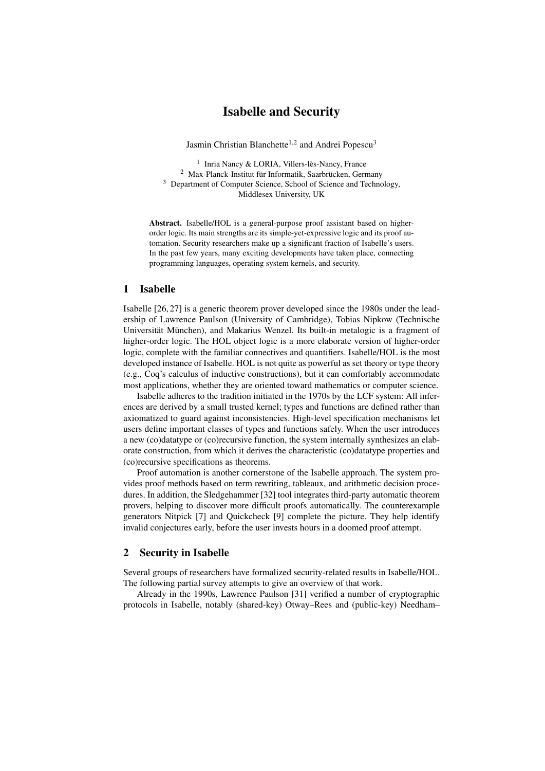# Isabelle and Security

Jasmin Christian Blanchette[1,2] and Andrei Popescu[3]

[1] Inria Nancy & LORIA, Villers-lès-Nancy, France
[2] Max-Planck-Institut für Informatik, Saarbrücken, Germany
[3] Department of Computer Science, School of Science and Technology, Middlesex University, UK

**Abstract.** Isabelle/HOL is a general-purpose proof assistant based on higher-order logic. Its main strengths are its simple-yet-expressive logic and its proof automation. Security researchers make up a significant fraction of Isabelle's users. In the past few years, many exciting developments have taken place, connecting programming languages, operating system kernels, and security.

## 1 Isabelle

Isabelle [26, 27] is a generic theorem prover developed since the 1980s under the leadership of Lawrence Paulson (University of Cambridge), Tobias Nipkow (Technische Universität München), and Makarius Wenzel. Its built-in metalogic is a fragment of higher-order logic. The HOL object logic is a more elaborate version of higher-order logic, complete with the familiar connectives and quantifiers. Isabelle/HOL is the most developed instance of Isabelle. HOL is not quite as powerful as set theory or type theory (e.g., Coq's calculus of inductive constructions), but it can comfortably accommodate most applications, whether they are oriented toward mathematics or computer science.

Isabelle adheres to the tradition initiated in the 1970s by the LCF system: All inferences are derived by a small trusted kernel; types and functions are defined rather than axiomatized to guard against inconsistencies. High-level specification mechanisms let users define important classes of types and functions safely. When the user introduces a new (co)datatype or (co)recursive function, the system internally synthesizes an elaborate construction, from which it derives the characteristic (co)datatype properties and (co)recursive specifications as theorems.

Proof automation is another cornerstone of the Isabelle approach. The system provides proof methods based on term rewriting, tableaux, and arithmetic decision procedures. In addition, the Sledgehammer [32] tool integrates third-party automatic theorem provers, helping to discover more difficult proofs automatically. The counterexample generators Nitpick [7] and Quickcheck [9] complete the picture. They help identify invalid conjectures early, before the user invests hours in a doomed proof attempt.

## 2 Security in Isabelle

Several groups of researchers have formalized security-related results in Isabelle/HOL. The following partial survey attempts to give an overview of that work.

Already in the 1990s, Lawrence Paulson [31] verified a number of cryptographic protocols in Isabelle, notably (shared-key) Otway–Rees and (public-key) Needham–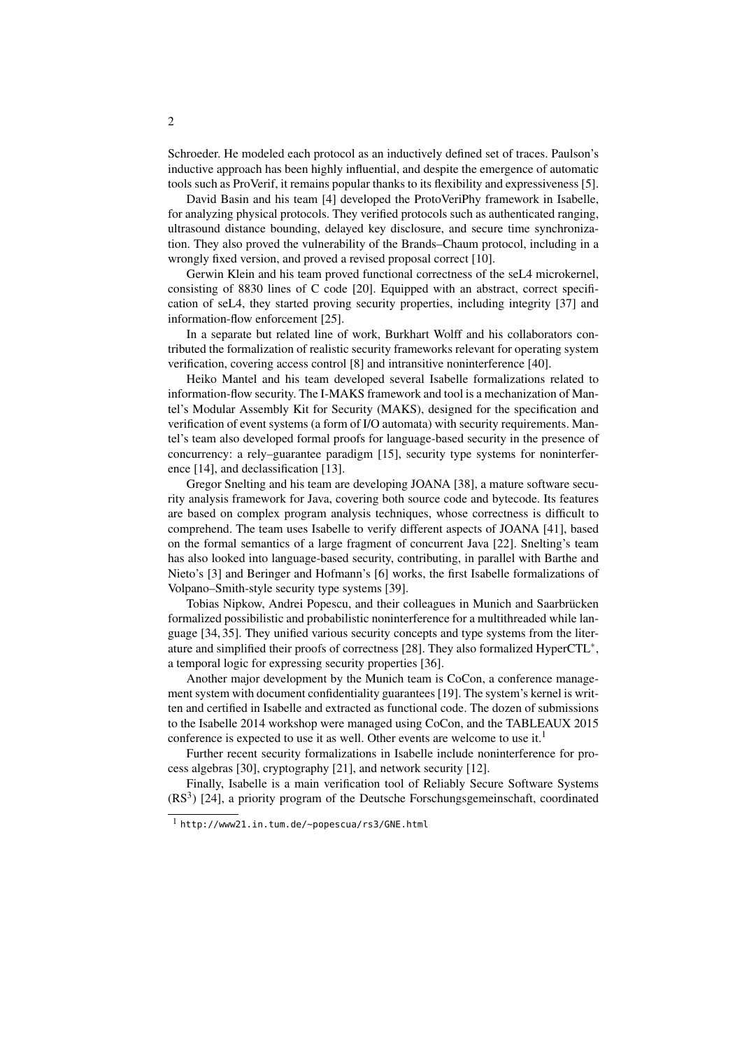Schroeder. He modeled each protocol as an inductively defined set of traces. Paulson's inductive approach has been highly influential, and despite the emergence of automatic tools such as ProVerif, it remains popular thanks to its flexibility and expressiveness [5].

David Basin and his team [4] developed the ProtoVeriPhy framework in Isabelle, for analyzing physical protocols. They verified protocols such as authenticated ranging, ultrasound distance bounding, delayed key disclosure, and secure time synchronization. They also proved the vulnerability of the Brands–Chaum protocol, including in a wrongly fixed version, and proved a revised proposal correct [10].

Gerwin Klein and his team proved functional correctness of the seL4 microkernel, consisting of 8830 lines of C code [20]. Equipped with an abstract, correct specification of seL4, they started proving security properties, including integrity [37] and information-flow enforcement [25].

In a separate but related line of work, Burkhart Wolff and his collaborators contributed the formalization of realistic security frameworks relevant for operating system verification, covering access control [8] and intransitive noninterference [40].

Heiko Mantel and his team developed several Isabelle formalizations related to information-flow security. The I-MAKS framework and tool is a mechanization of Mantel's Modular Assembly Kit for Security (MAKS), designed for the specification and verification of event systems (a form of I/O automata) with security requirements. Mantel's team also developed formal proofs for language-based security in the presence of concurrency: a rely–guarantee paradigm [15], security type systems for noninterference [14], and declassification [13].

Gregor Snelting and his team are developing JOANA [38], a mature software security analysis framework for Java, covering both source code and bytecode. Its features are based on complex program analysis techniques, whose correctness is difficult to comprehend. The team uses Isabelle to verify different aspects of JOANA [41], based on the formal semantics of a large fragment of concurrent Java [22]. Snelting's team has also looked into language-based security, contributing, in parallel with Barthe and Nieto's [3] and Beringer and Hofmann's [6] works, the first Isabelle formalizations of Volpano–Smith-style security type systems [39].

Tobias Nipkow, Andrei Popescu, and their colleagues in Munich and Saarbrücken formalized possibilistic and probabilistic noninterference for a multithreaded while language [34, 35]. They unified various security concepts and type systems from the literature and simplified their proofs of correctness [28]. They also formalized HyperCTL$^*$, a temporal logic for expressing security properties [36].

Another major development by the Munich team is CoCon, a conference management system with document confidentiality guarantees [19]. The system's kernel is written and certified in Isabelle and extracted as functional code. The dozen of submissions to the Isabelle 2014 workshop were managed using CoCon, and the TABLEAUX 2015 conference is expected to use it as well. Other events are welcome to use it.[1]

Further recent security formalizations in Isabelle include noninterference for process algebras [30], cryptography [21], and network security [12].

Finally, Isabelle is a main verification tool of Reliably Secure Software Systems (RS$^3$) [24], a priority program of the Deutsche Forschungsgemeinschaft, coordinated

[1] http://www21.in.tum.de/~popescua/rs3/GNE.html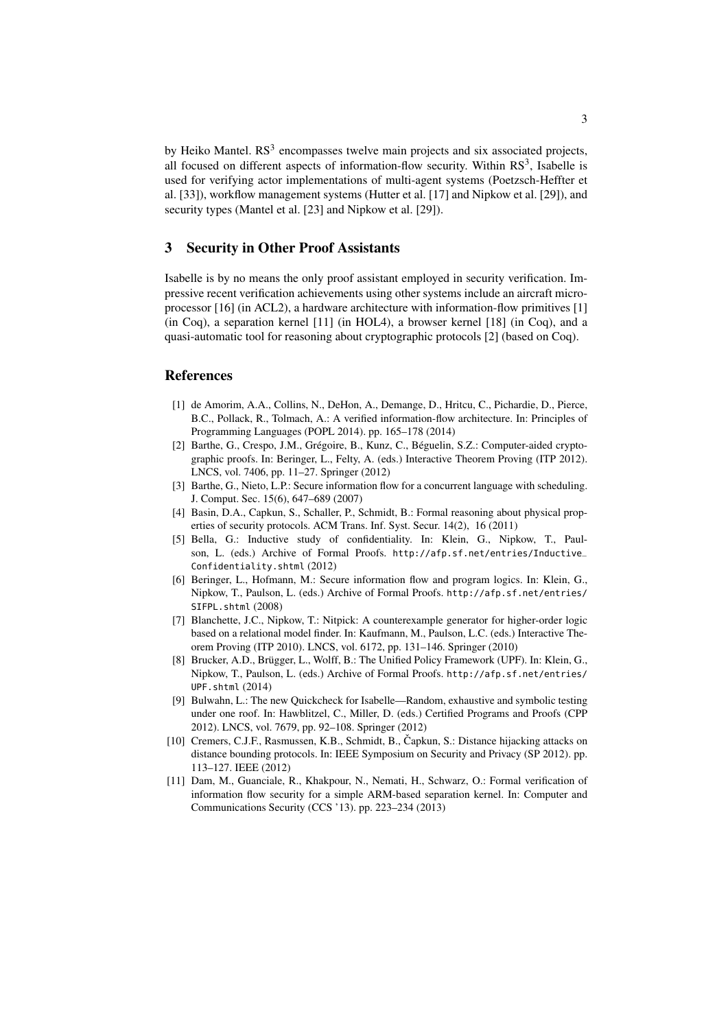by Heiko Mantel. RS$^3$ encompasses twelve main projects and six associated projects, all focused on different aspects of information-flow security. Within RS$^3$, Isabelle is used for verifying actor implementations of multi-agent systems (Poetzsch-Heffter et al. [33]), workflow management systems (Hutter et al. [17] and Nipkow et al. [29]), and security types (Mantel et al. [23] and Nipkow et al. [29]).

## 3 Security in Other Proof Assistants

Isabelle is by no means the only proof assistant employed in security verification. Impressive recent verification achievements using other systems include an aircraft microprocessor [16] (in ACL2), a hardware architecture with information-flow primitives [1] (in Coq), a separation kernel [11] (in HOL4), a browser kernel [18] (in Coq), and a quasi-automatic tool for reasoning about cryptographic protocols [2] (based on Coq).

## References

[1] de Amorim, A.A., Collins, N., DeHon, A., Demange, D., Hritcu, C., Pichardie, D., Pierce, B.C., Pollack, R., Tolmach, A.: A verified information-flow architecture. In: Principles of Programming Languages (POPL 2014). pp. 165–178 (2014)

[2] Barthe, G., Crespo, J.M., Grégoire, B., Kunz, C., Béguelin, S.Z.: Computer-aided cryptographic proofs. In: Beringer, L., Felty, A. (eds.) Interactive Theorem Proving (ITP 2012). LNCS, vol. 7406, pp. 11–27. Springer (2012)

[3] Barthe, G., Nieto, L.P.: Secure information flow for a concurrent language with scheduling. J. Comput. Sec. 15(6), 647–689 (2007)

[4] Basin, D.A., Capkun, S., Schaller, P., Schmidt, B.: Formal reasoning about physical properties of security protocols. ACM Trans. Inf. Syst. Secur. 14(2), 16 (2011)

[5] Bella, G.: Inductive study of confidentiality. In: Klein, G., Nipkow, T., Paulson, L. (eds.) Archive of Formal Proofs. http://afp.sf.net/entries/Inductive_Confidentiality.shtml (2012)

[6] Beringer, L., Hofmann, M.: Secure information flow and program logics. In: Klein, G., Nipkow, T., Paulson, L. (eds.) Archive of Formal Proofs. http://afp.sf.net/entries/SIFPL.shtml (2008)

[7] Blanchette, J.C., Nipkow, T.: Nitpick: A counterexample generator for higher-order logic based on a relational model finder. In: Kaufmann, M., Paulson, L.C. (eds.) Interactive Theorem Proving (ITP 2010). LNCS, vol. 6172, pp. 131–146. Springer (2010)

[8] Brucker, A.D., Brügger, L., Wolff, B.: The Unified Policy Framework (UPF). In: Klein, G., Nipkow, T., Paulson, L. (eds.) Archive of Formal Proofs. http://afp.sf.net/entries/UPF.shtml (2014)

[9] Bulwahn, L.: The new Quickcheck for Isabelle—Random, exhaustive and symbolic testing under one roof. In: Hawblitzel, C., Miller, D. (eds.) Certified Programs and Proofs (CPP 2012). LNCS, vol. 7679, pp. 92–108. Springer (2012)

[10] Cremers, C.J.F., Rasmussen, K.B., Schmidt, B., Čapkun, S.: Distance hijacking attacks on distance bounding protocols. In: IEEE Symposium on Security and Privacy (SP 2012). pp. 113–127. IEEE (2012)

[11] Dam, M., Guanciale, R., Khakpour, N., Nemati, H., Schwarz, O.: Formal verification of information flow security for a simple ARM-based separation kernel. In: Computer and Communications Security (CCS '13). pp. 223–234 (2013)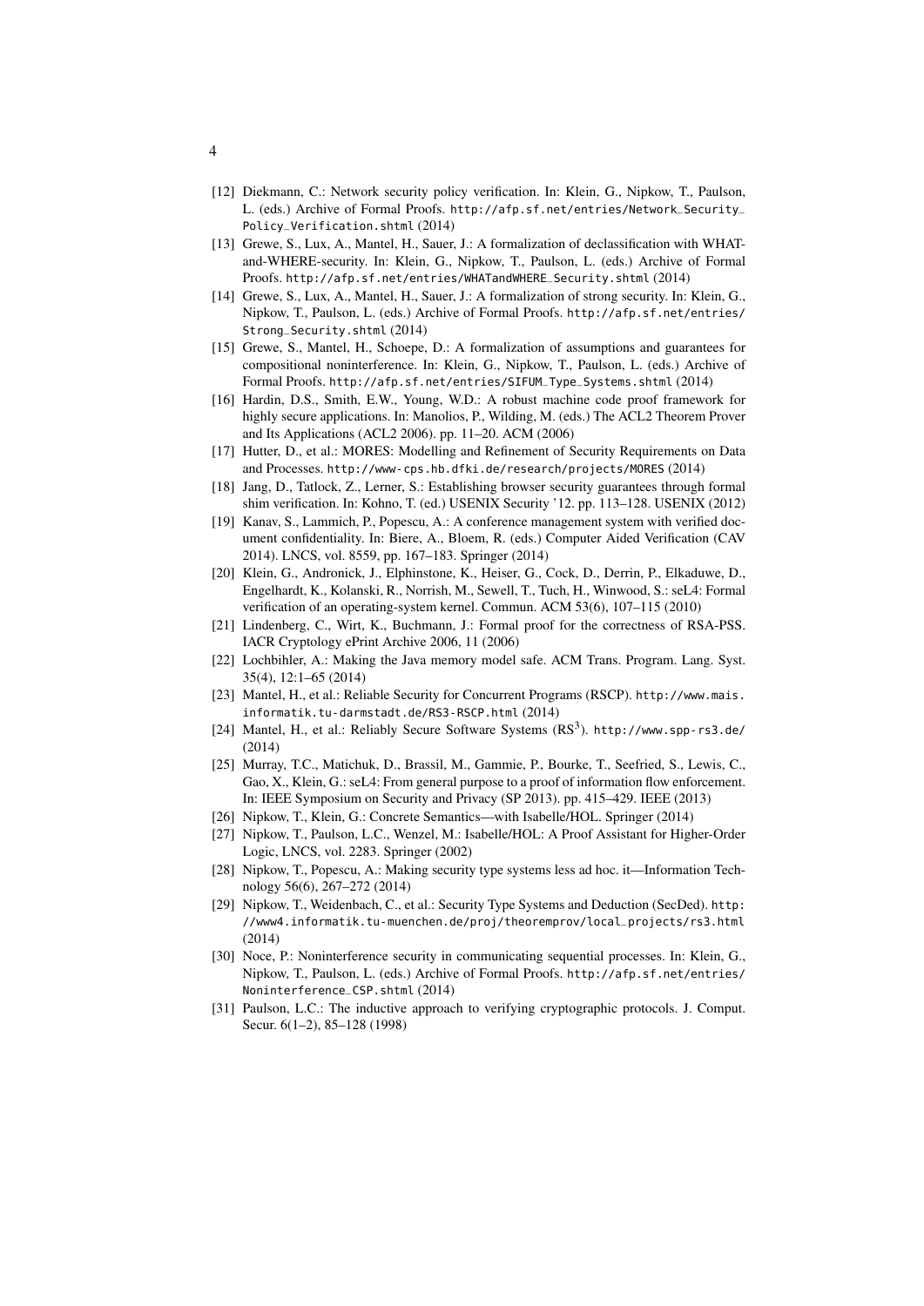[12] Diekmann, C.: Network security policy verification. In: Klein, G., Nipkow, T., Paulson, L. (eds.) Archive of Formal Proofs. http://afp.sf.net/entries/Network_Security_Policy_Verification.shtml (2014)

[13] Grewe, S., Lux, A., Mantel, H., Sauer, J.: A formalization of declassification with WHAT-and-WHERE-security. In: Klein, G., Nipkow, T., Paulson, L. (eds.) Archive of Formal Proofs. http://afp.sf.net/entries/WHATandWHERE_Security.shtml (2014)

[14] Grewe, S., Lux, A., Mantel, H., Sauer, J.: A formalization of strong security. In: Klein, G., Nipkow, T., Paulson, L. (eds.) Archive of Formal Proofs. http://afp.sf.net/entries/Strong_Security.shtml (2014)

[15] Grewe, S., Mantel, H., Schoepe, D.: A formalization of assumptions and guarantees for compositional noninterference. In: Klein, G., Nipkow, T., Paulson, L. (eds.) Archive of Formal Proofs. http://afp.sf.net/entries/SIFUM_Type_Systems.shtml (2014)

[16] Hardin, D.S., Smith, E.W., Young, W.D.: A robust machine code proof framework for highly secure applications. In: Manolios, P., Wilding, M. (eds.) The ACL2 Theorem Prover and Its Applications (ACL2 2006). pp. 11–20. ACM (2006)

[17] Hutter, D., et al.: MORES: Modelling and Refinement of Security Requirements on Data and Processes. http://www-cps.hb.dfki.de/research/projects/MORES (2014)

[18] Jang, D., Tatlock, Z., Lerner, S.: Establishing browser security guarantees through formal shim verification. In: Kohno, T. (ed.) USENIX Security '12. pp. 113–128. USENIX (2012)

[19] Kanav, S., Lammich, P., Popescu, A.: A conference management system with verified document confidentiality. In: Biere, A., Bloem, R. (eds.) Computer Aided Verification (CAV 2014). LNCS, vol. 8559, pp. 167–183. Springer (2014)

[20] Klein, G., Andronick, J., Elphinstone, K., Heiser, G., Cock, D., Derrin, P., Elkaduwe, D., Engelhardt, K., Kolanski, R., Norrish, M., Sewell, T., Tuch, H., Winwood, S.: seL4: Formal verification of an operating-system kernel. Commun. ACM 53(6), 107–115 (2010)

[21] Lindenberg, C., Wirt, K., Buchmann, J.: Formal proof for the correctness of RSA-PSS. IACR Cryptology ePrint Archive 2006, 11 (2006)

[22] Lochbihler, A.: Making the Java memory model safe. ACM Trans. Program. Lang. Syst. 35(4), 12:1–65 (2014)

[23] Mantel, H., et al.: Reliable Security for Concurrent Programs (RSCP). http://www.mais.informatik.tu-darmstadt.de/RS3-RSCP.html (2014)

[24] Mantel, H., et al.: Reliably Secure Software Systems ($RS^3$). http://www.spp-rs3.de/ (2014)

[25] Murray, T.C., Matichuk, D., Brassil, M., Gammie, P., Bourke, T., Seefried, S., Lewis, C., Gao, X., Klein, G.: seL4: From general purpose to a proof of information flow enforcement. In: IEEE Symposium on Security and Privacy (SP 2013). pp. 415–429. IEEE (2013)

[26] Nipkow, T., Klein, G.: Concrete Semantics—with Isabelle/HOL. Springer (2014)

[27] Nipkow, T., Paulson, L.C., Wenzel, M.: Isabelle/HOL: A Proof Assistant for Higher-Order Logic, LNCS, vol. 2283. Springer (2002)

[28] Nipkow, T., Popescu, A.: Making security type systems less ad hoc. it—Information Technology 56(6), 267–272 (2014)

[29] Nipkow, T., Weidenbach, C., et al.: Security Type Systems and Deduction (SecDed). http://www4.informatik.tu-muenchen.de/proj/theoremprov/local_projects/rs3.html (2014)

[30] Noce, P.: Noninterference security in communicating sequential processes. In: Klein, G., Nipkow, T., Paulson, L. (eds.) Archive of Formal Proofs. http://afp.sf.net/entries/Noninterference_CSP.shtml (2014)

[31] Paulson, L.C.: The inductive approach to verifying cryptographic protocols. J. Comput. Secur. 6(1–2), 85–128 (1998)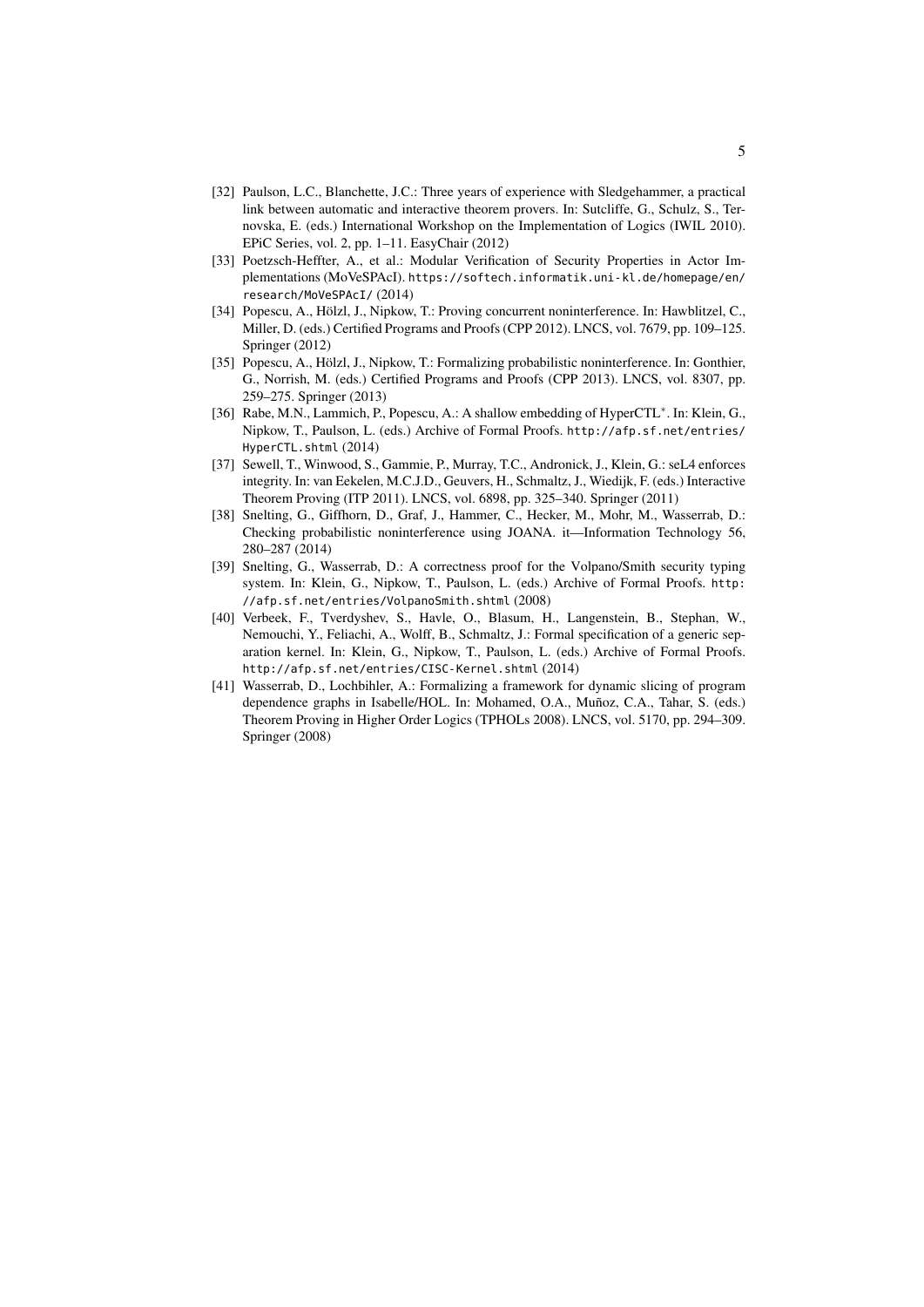[32] Paulson, L.C., Blanchette, J.C.: Three years of experience with Sledgehammer, a practical link between automatic and interactive theorem provers. In: Sutcliffe, G., Schulz, S., Ternovska, E. (eds.) International Workshop on the Implementation of Logics (IWIL 2010). EPiC Series, vol. 2, pp. 1–11. EasyChair (2012)

[33] Poetzsch-Heffter, A., et al.: Modular Verification of Security Properties in Actor Implementations (MoVeSPAcI). https://softech.informatik.uni-kl.de/homepage/en/research/MoVeSPAcI/ (2014)

[34] Popescu, A., Hölzl, J., Nipkow, T.: Proving concurrent noninterference. In: Hawblitzel, C., Miller, D. (eds.) Certified Programs and Proofs (CPP 2012). LNCS, vol. 7679, pp. 109–125. Springer (2012)

[35] Popescu, A., Hölzl, J., Nipkow, T.: Formalizing probabilistic noninterference. In: Gonthier, G., Norrish, M. (eds.) Certified Programs and Proofs (CPP 2013). LNCS, vol. 8307, pp. 259–275. Springer (2013)

[36] Rabe, M.N., Lammich, P., Popescu, A.: A shallow embedding of HyperCTL$^*$. In: Klein, G., Nipkow, T., Paulson, L. (eds.) Archive of Formal Proofs. http://afp.sf.net/entries/HyperCTL.shtml (2014)

[37] Sewell, T., Winwood, S., Gammie, P., Murray, T.C., Andronick, J., Klein, G.: seL4 enforces integrity. In: van Eekelen, M.C.J.D., Geuvers, H., Schmaltz, J., Wiedijk, F. (eds.) Interactive Theorem Proving (ITP 2011). LNCS, vol. 6898, pp. 325–340. Springer (2011)

[38] Snelting, G., Giffhorn, D., Graf, J., Hammer, C., Hecker, M., Mohr, M., Wasserrab, D.: Checking probabilistic noninterference using JOANA. it—Information Technology 56, 280–287 (2014)

[39] Snelting, G., Wasserrab, D.: A correctness proof for the Volpano/Smith security typing system. In: Klein, G., Nipkow, T., Paulson, L. (eds.) Archive of Formal Proofs. http://afp.sf.net/entries/VolpanoSmith.shtml (2008)

[40] Verbeek, F., Tverdyshev, S., Havle, O., Blasum, H., Langenstein, B., Stephan, W., Nemouchi, Y., Feliachi, A., Wolff, B., Schmaltz, J.: Formal specification of a generic separation kernel. In: Klein, G., Nipkow, T., Paulson, L. (eds.) Archive of Formal Proofs. http://afp.sf.net/entries/CISC-Kernel.shtml (2014)

[41] Wasserrab, D., Lochbihler, A.: Formalizing a framework for dynamic slicing of program dependence graphs in Isabelle/HOL. In: Mohamed, O.A., Muñoz, C.A., Tahar, S. (eds.) Theorem Proving in Higher Order Logics (TPHOLs 2008). LNCS, vol. 5170, pp. 294–309. Springer (2008)